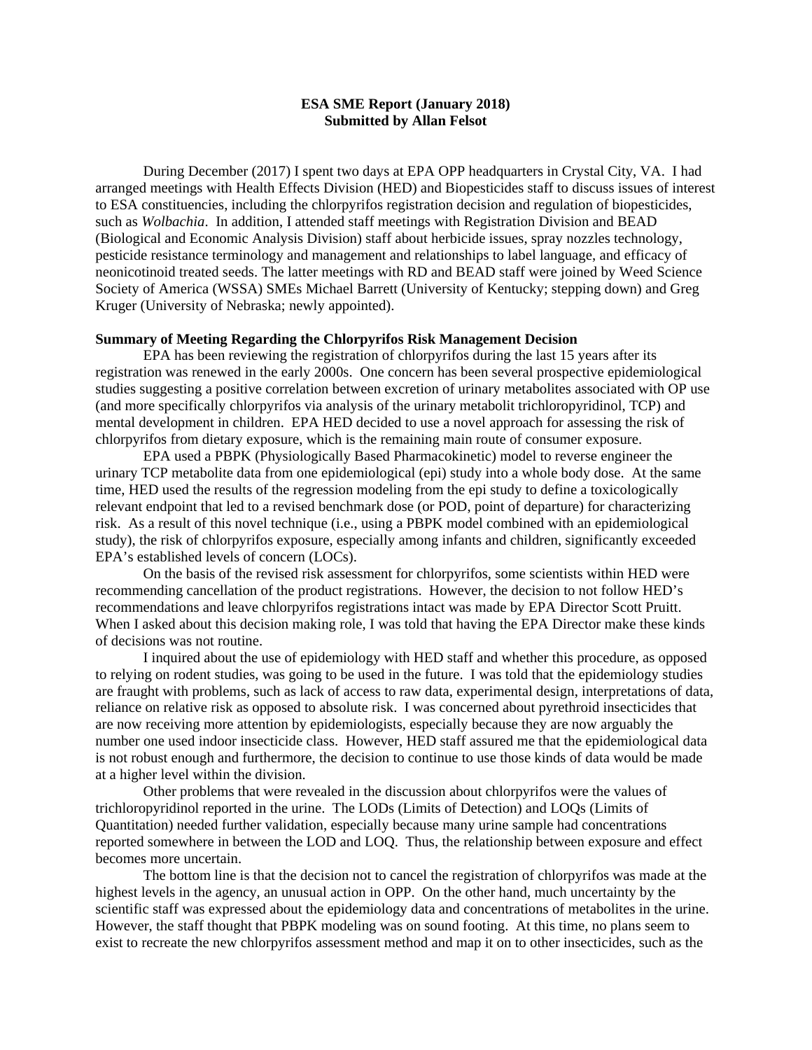**ESA SME Report (January 2018)**
**Submitted by Allan Felsot**

During December (2017) I spent two days at EPA OPP headquarters in Crystal City, VA. I had arranged meetings with Health Effects Division (HED) and Biopesticides staff to discuss issues of interest to ESA constituencies, including the chlorpyrifos registration decision and regulation of biopesticides, such as *Wolbachia*. In addition, I attended staff meetings with Registration Division and BEAD (Biological and Economic Analysis Division) staff about herbicide issues, spray nozzles technology, pesticide resistance terminology and management and relationships to label language, and efficacy of neonicotinoid treated seeds. The latter meetings with RD and BEAD staff were joined by Weed Science Society of America (WSSA) SMEs Michael Barrett (University of Kentucky; stepping down) and Greg Kruger (University of Nebraska; newly appointed).

**Summary of Meeting Regarding the Chlorpyrifos Risk Management Decision**

EPA has been reviewing the registration of chlorpyrifos during the last 15 years after its registration was renewed in the early 2000s. One concern has been several prospective epidemiological studies suggesting a positive correlation between excretion of urinary metabolites associated with OP use (and more specifically chlorpyrifos via analysis of the urinary metabolit trichloropyridinol, TCP) and mental development in children. EPA HED decided to use a novel approach for assessing the risk of chlorpyrifos from dietary exposure, which is the remaining main route of consumer exposure.

EPA used a PBPK (Physiologically Based Pharmacokinetic) model to reverse engineer the urinary TCP metabolite data from one epidemiological (epi) study into a whole body dose. At the same time, HED used the results of the regression modeling from the epi study to define a toxicologically relevant endpoint that led to a revised benchmark dose (or POD, point of departure) for characterizing risk. As a result of this novel technique (i.e., using a PBPK model combined with an epidemiological study), the risk of chlorpyrifos exposure, especially among infants and children, significantly exceeded EPA's established levels of concern (LOCs).

On the basis of the revised risk assessment for chlorpyrifos, some scientists within HED were recommending cancellation of the product registrations. However, the decision to not follow HED's recommendations and leave chlorpyrifos registrations intact was made by EPA Director Scott Pruitt. When I asked about this decision making role, I was told that having the EPA Director make these kinds of decisions was not routine.

I inquired about the use of epidemiology with HED staff and whether this procedure, as opposed to relying on rodent studies, was going to be used in the future. I was told that the epidemiology studies are fraught with problems, such as lack of access to raw data, experimental design, interpretations of data, reliance on relative risk as opposed to absolute risk. I was concerned about pyrethroid insecticides that are now receiving more attention by epidemiologists, especially because they are now arguably the number one used indoor insecticide class. However, HED staff assured me that the epidemiological data is not robust enough and furthermore, the decision to continue to use those kinds of data would be made at a higher level within the division.

Other problems that were revealed in the discussion about chlorpyrifos were the values of trichloropyridinol reported in the urine. The LODs (Limits of Detection) and LOQs (Limits of Quantitation) needed further validation, especially because many urine sample had concentrations reported somewhere in between the LOD and LOQ. Thus, the relationship between exposure and effect becomes more uncertain.

The bottom line is that the decision not to cancel the registration of chlorpyrifos was made at the highest levels in the agency, an unusual action in OPP. On the other hand, much uncertainty by the scientific staff was expressed about the epidemiology data and concentrations of metabolites in the urine. However, the staff thought that PBPK modeling was on sound footing. At this time, no plans seem to exist to recreate the new chlorpyrifos assessment method and map it on to other insecticides, such as the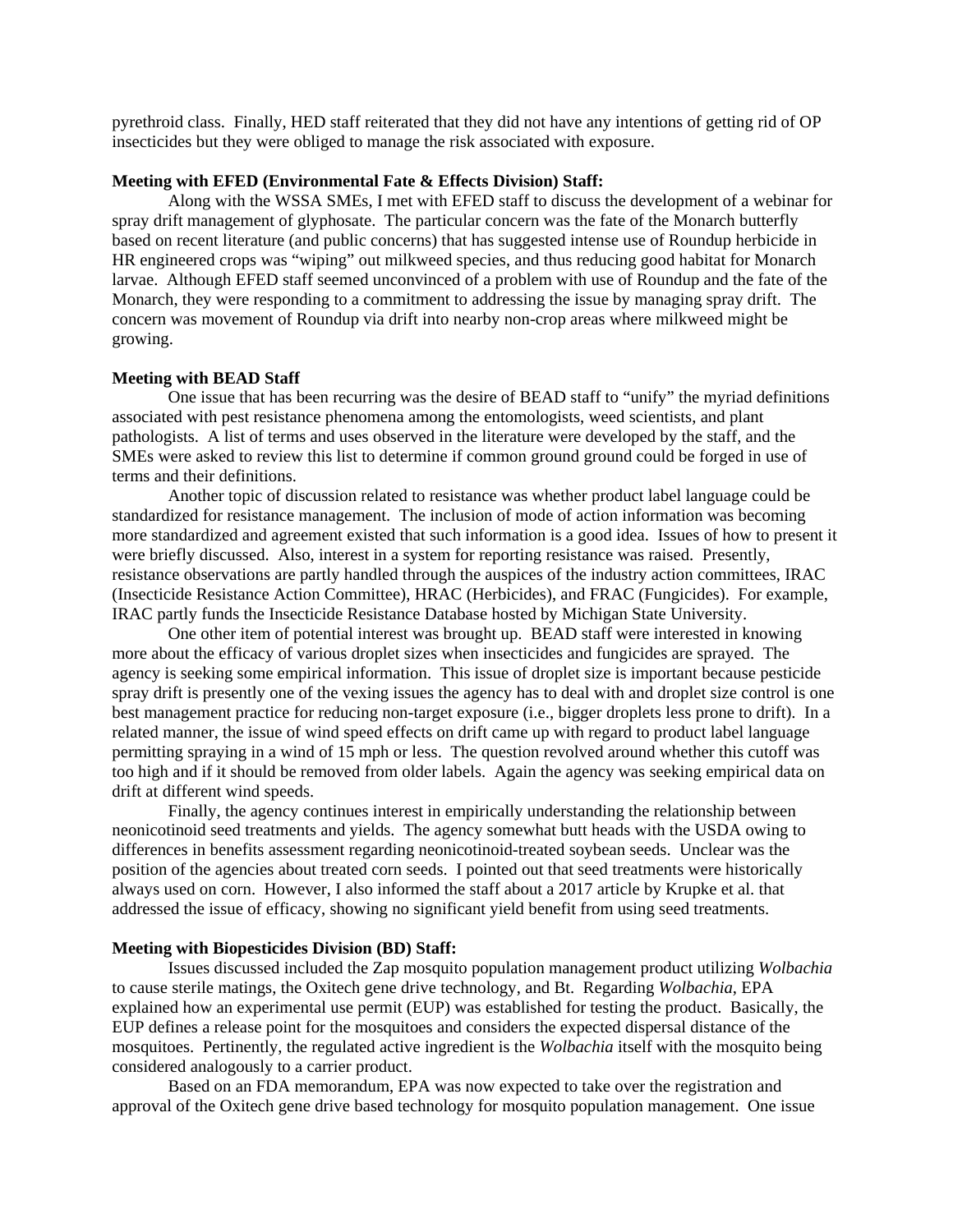pyrethroid class. Finally, HED staff reiterated that they did not have any intentions of getting rid of OP insecticides but they were obliged to manage the risk associated with exposure.

**Meeting with EFED (Environmental Fate & Effects Division) Staff:**

Along with the WSSA SMEs, I met with EFED staff to discuss the development of a webinar for spray drift management of glyphosate. The particular concern was the fate of the Monarch butterfly based on recent literature (and public concerns) that has suggested intense use of Roundup herbicide in HR engineered crops was "wiping" out milkweed species, and thus reducing good habitat for Monarch larvae. Although EFED staff seemed unconvinced of a problem with use of Roundup and the fate of the Monarch, they were responding to a commitment to addressing the issue by managing spray drift. The concern was movement of Roundup via drift into nearby non-crop areas where milkweed might be growing.

**Meeting with BEAD Staff**

One issue that has been recurring was the desire of BEAD staff to "unify" the myriad definitions associated with pest resistance phenomena among the entomologists, weed scientists, and plant pathologists. A list of terms and uses observed in the literature were developed by the staff, and the SMEs were asked to review this list to determine if common ground ground could be forged in use of terms and their definitions.

Another topic of discussion related to resistance was whether product label language could be standardized for resistance management. The inclusion of mode of action information was becoming more standardized and agreement existed that such information is a good idea. Issues of how to present it were briefly discussed. Also, interest in a system for reporting resistance was raised. Presently, resistance observations are partly handled through the auspices of the industry action committees, IRAC (Insecticide Resistance Action Committee), HRAC (Herbicides), and FRAC (Fungicides). For example, IRAC partly funds the Insecticide Resistance Database hosted by Michigan State University.

One other item of potential interest was brought up. BEAD staff were interested in knowing more about the efficacy of various droplet sizes when insecticides and fungicides are sprayed. The agency is seeking some empirical information. This issue of droplet size is important because pesticide spray drift is presently one of the vexing issues the agency has to deal with and droplet size control is one best management practice for reducing non-target exposure (i.e., bigger droplets less prone to drift). In a related manner, the issue of wind speed effects on drift came up with regard to product label language permitting spraying in a wind of 15 mph or less. The question revolved around whether this cutoff was too high and if it should be removed from older labels. Again the agency was seeking empirical data on drift at different wind speeds.

Finally, the agency continues interest in empirically understanding the relationship between neonicotinoid seed treatments and yields. The agency somewhat butt heads with the USDA owing to differences in benefits assessment regarding neonicotinoid-treated soybean seeds. Unclear was the position of the agencies about treated corn seeds. I pointed out that seed treatments were historically always used on corn. However, I also informed the staff about a 2017 article by Krupke et al. that addressed the issue of efficacy, showing no significant yield benefit from using seed treatments.

**Meeting with Biopesticides Division (BD) Staff:**

Issues discussed included the Zap mosquito population management product utilizing *Wolbachia* to cause sterile matings, the Oxitech gene drive technology, and Bt. Regarding *Wolbachia*, EPA explained how an experimental use permit (EUP) was established for testing the product. Basically, the EUP defines a release point for the mosquitoes and considers the expected dispersal distance of the mosquitoes. Pertinently, the regulated active ingredient is the *Wolbachia* itself with the mosquito being considered analogously to a carrier product.

Based on an FDA memorandum, EPA was now expected to take over the registration and approval of the Oxitech gene drive based technology for mosquito population management. One issue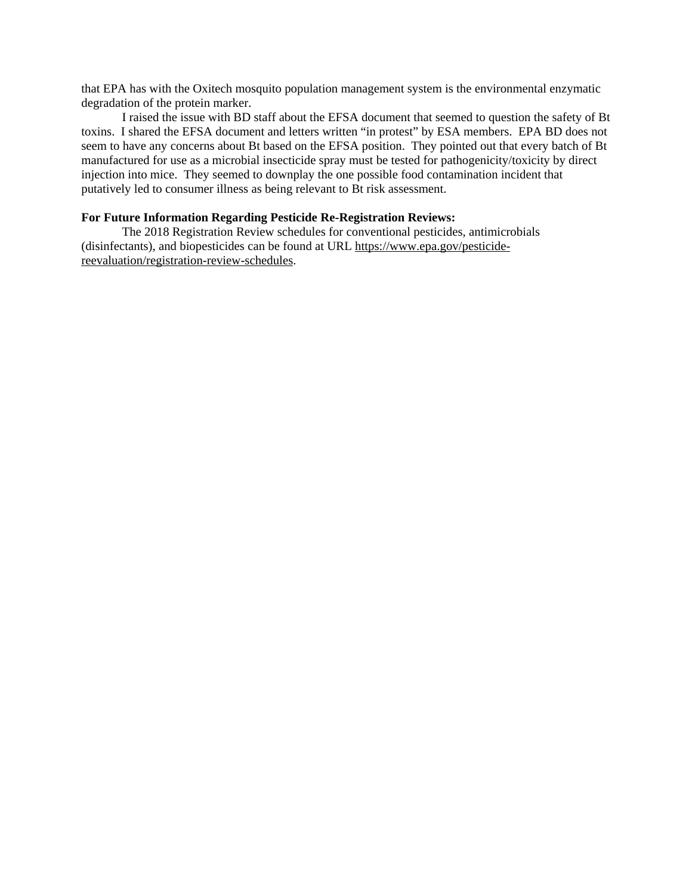that EPA has with the Oxitech mosquito population management system is the environmental enzymatic degradation of the protein marker.

I raised the issue with BD staff about the EFSA document that seemed to question the safety of Bt toxins. I shared the EFSA document and letters written "in protest" by ESA members. EPA BD does not seem to have any concerns about Bt based on the EFSA position. They pointed out that every batch of Bt manufactured for use as a microbial insecticide spray must be tested for pathogenicity/toxicity by direct injection into mice. They seemed to downplay the one possible food contamination incident that putatively led to consumer illness as being relevant to Bt risk assessment.

**For Future Information Regarding Pesticide Re-Registration Reviews:**

The 2018 Registration Review schedules for conventional pesticides, antimicrobials (disinfectants), and biopesticides can be found at URL https://www.epa.gov/pesticide-reevaluation/registration-review-schedules.